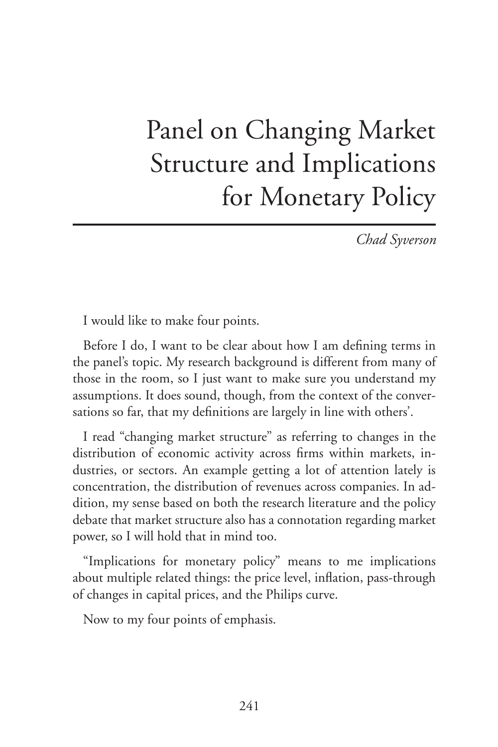# Panel on Changing Market Structure and Implications for Monetary Policy

*Chad Syverson*

I would like to make four points.

Before I do, I want to be clear about how I am defining terms in the panel's topic. My research background is different from many of those in the room, so I just want to make sure you understand my assumptions. It does sound, though, from the context of the conversations so far, that my definitions are largely in line with others'.

I read "changing market structure" as referring to changes in the distribution of economic activity across firms within markets, industries, or sectors. An example getting a lot of attention lately is concentration, the distribution of revenues across companies. In addition, my sense based on both the research literature and the policy debate that market structure also has a connotation regarding market power, so I will hold that in mind too.

"Implications for monetary policy" means to me implications about multiple related things: the price level, inflation, pass-through of changes in capital prices, and the Philips curve.

Now to my four points of emphasis.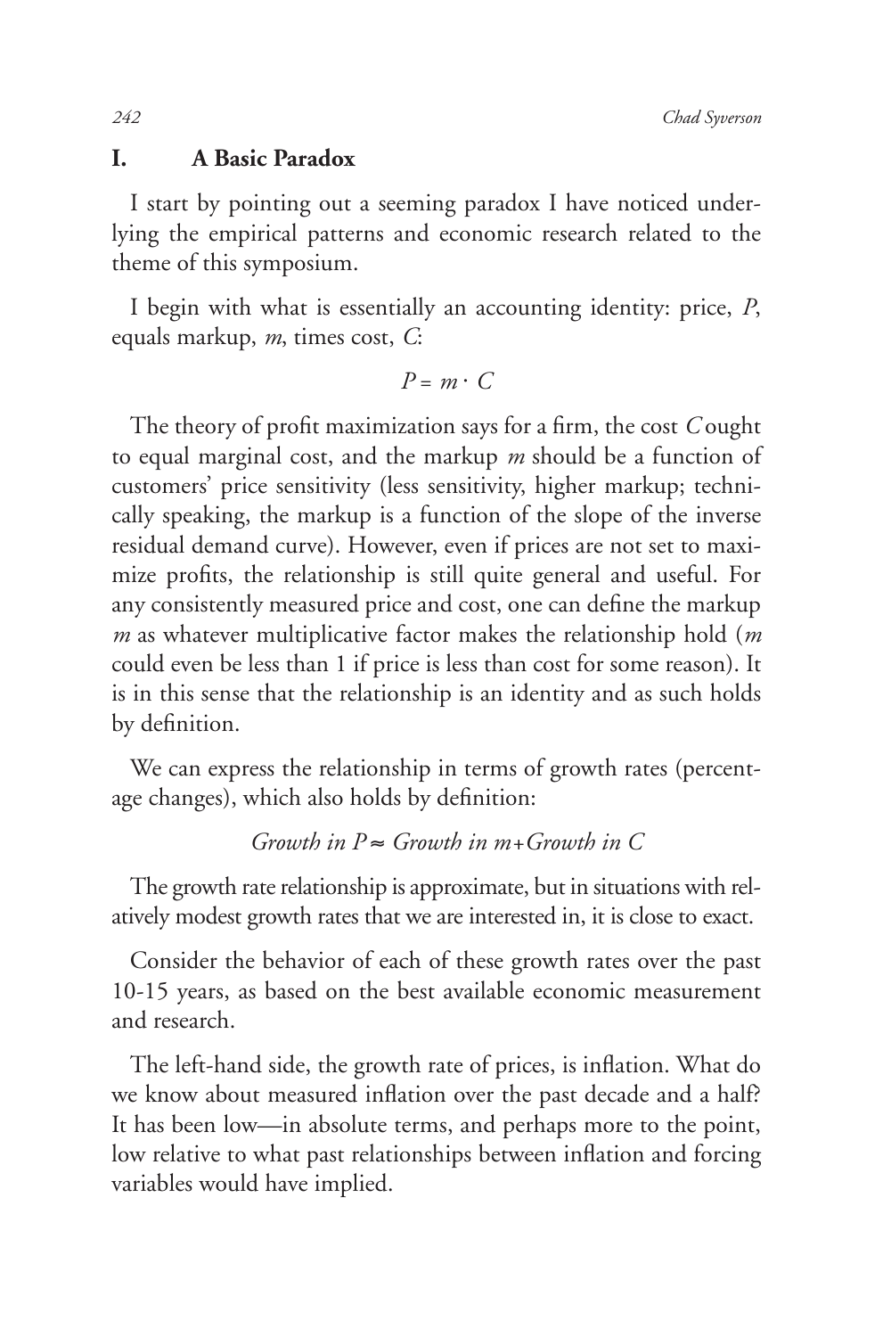## I. A Basic Paradox

I start by pointing out a seeming paradox I have noticed underlying the empirical patterns and economic research related to the theme of this symposium.

I begin with what is essentially an accounting identity: price, $P$, equals markup, $m$, times cost, $C$:

$$P = m \cdot C$$

The theory of profit maximization says for a firm, the cost $C$ ought to equal marginal cost, and the markup $m$ should be a function of customers' price sensitivity (less sensitivity, higher markup; technically speaking, the markup is a function of the slope of the inverse residual demand curve). However, even if prices are not set to maximize profits, the relationship is still quite general and useful. For any consistently measured price and cost, one can define the markup $m$ as whatever multiplicative factor makes the relationship hold ($m$ could even be less than 1 if price is less than cost for some reason). It is in this sense that the relationship is an identity and as such holds by definition.

We can express the relationship in terms of growth rates (percentage changes), which also holds by definition:

$$\textit{Growth in } P \approx \textit{Growth in } m + \textit{Growth in } C$$

The growth rate relationship is approximate, but in situations with relatively modest growth rates that we are interested in, it is close to exact.

Consider the behavior of each of these growth rates over the past 10-15 years, as based on the best available economic measurement and research.

The left-hand side, the growth rate of prices, is inflation. What do we know about measured inflation over the past decade and a half? It has been low—in absolute terms, and perhaps more to the point, low relative to what past relationships between inflation and forcing variables would have implied.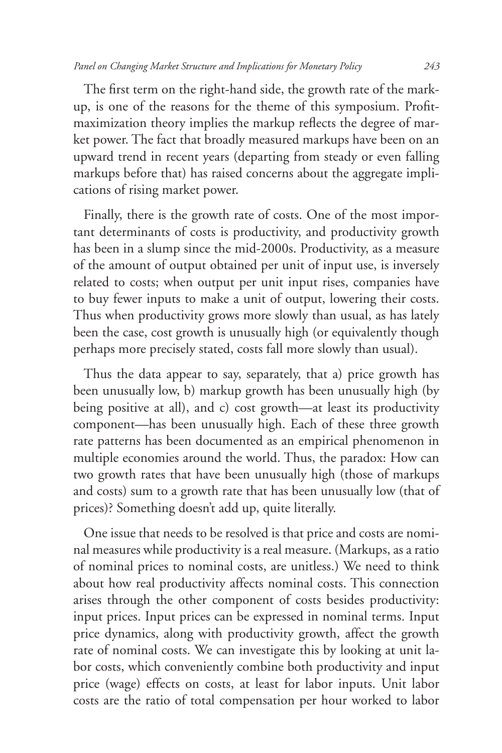The first term on the right-hand side, the growth rate of the markup, is one of the reasons for the theme of this symposium. Profit-maximization theory implies the markup reflects the degree of market power. The fact that broadly measured markups have been on an upward trend in recent years (departing from steady or even falling markups before that) has raised concerns about the aggregate implications of rising market power.

Finally, there is the growth rate of costs. One of the most important determinants of costs is productivity, and productivity growth has been in a slump since the mid-2000s. Productivity, as a measure of the amount of output obtained per unit of input use, is inversely related to costs; when output per unit input rises, companies have to buy fewer inputs to make a unit of output, lowering their costs. Thus when productivity grows more slowly than usual, as has lately been the case, cost growth is unusually high (or equivalently though perhaps more precisely stated, costs fall more slowly than usual).

Thus the data appear to say, separately, that a) price growth has been unusually low, b) markup growth has been unusually high (by being positive at all), and c) cost growth—at least its productivity component—has been unusually high. Each of these three growth rate patterns has been documented as an empirical phenomenon in multiple economies around the world. Thus, the paradox: How can two growth rates that have been unusually high (those of markups and costs) sum to a growth rate that has been unusually low (that of prices)? Something doesn't add up, quite literally.

One issue that needs to be resolved is that price and costs are nominal measures while productivity is a real measure. (Markups, as a ratio of nominal prices to nominal costs, are unitless.) We need to think about how real productivity affects nominal costs. This connection arises through the other component of costs besides productivity: input prices. Input prices can be expressed in nominal terms. Input price dynamics, along with productivity growth, affect the growth rate of nominal costs. We can investigate this by looking at unit labor costs, which conveniently combine both productivity and input price (wage) effects on costs, at least for labor inputs. Unit labor costs are the ratio of total compensation per hour worked to labor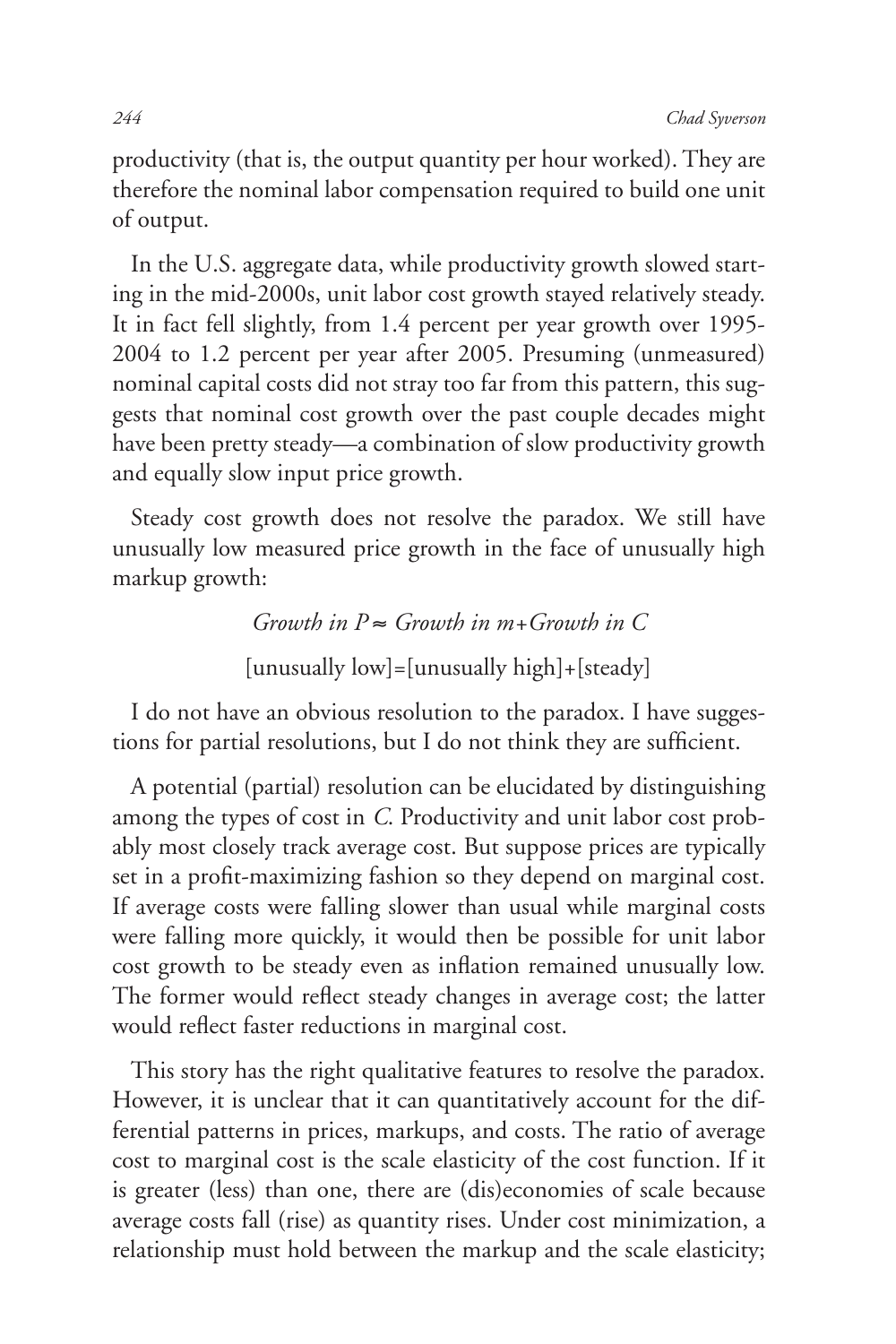productivity (that is, the output quantity per hour worked). They are therefore the nominal labor compensation required to build one unit of output.

In the U.S. aggregate data, while productivity growth slowed starting in the mid-2000s, unit labor cost growth stayed relatively steady. It in fact fell slightly, from 1.4 percent per year growth over 1995-2004 to 1.2 percent per year after 2005. Presuming (unmeasured) nominal capital costs did not stray too far from this pattern, this suggests that nominal cost growth over the past couple decades might have been pretty steady—a combination of slow productivity growth and equally slow input price growth.

Steady cost growth does not resolve the paradox. We still have unusually low measured price growth in the face of unusually high markup growth:

$$\textit{Growth in } P \approx \textit{Growth in } m + \textit{Growth in } C$$

$$[\text{unusually low}] = [\text{unusually high}] + [\text{steady}]$$

I do not have an obvious resolution to the paradox. I have suggestions for partial resolutions, but I do not think they are sufficient.

A potential (partial) resolution can be elucidated by distinguishing among the types of cost in *C*. Productivity and unit labor cost probably most closely track average cost. But suppose prices are typically set in a profit-maximizing fashion so they depend on marginal cost. If average costs were falling slower than usual while marginal costs were falling more quickly, it would then be possible for unit labor cost growth to be steady even as inflation remained unusually low. The former would reflect steady changes in average cost; the latter would reflect faster reductions in marginal cost.

This story has the right qualitative features to resolve the paradox. However, it is unclear that it can quantitatively account for the differential patterns in prices, markups, and costs. The ratio of average cost to marginal cost is the scale elasticity of the cost function. If it is greater (less) than one, there are (dis)economies of scale because average costs fall (rise) as quantity rises. Under cost minimization, a relationship must hold between the markup and the scale elasticity;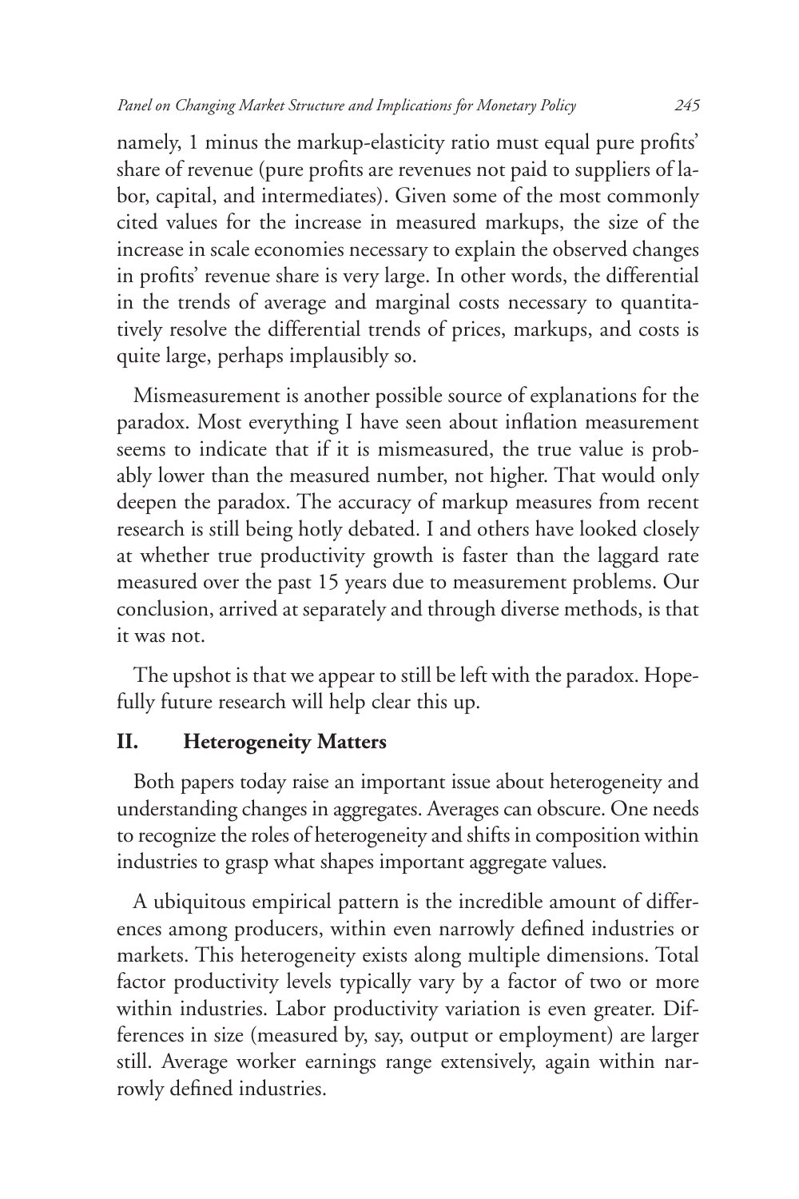namely, 1 minus the markup-elasticity ratio must equal pure profits' share of revenue (pure profits are revenues not paid to suppliers of labor, capital, and intermediates). Given some of the most commonly cited values for the increase in measured markups, the size of the increase in scale economies necessary to explain the observed changes in profits' revenue share is very large. In other words, the differential in the trends of average and marginal costs necessary to quantitatively resolve the differential trends of prices, markups, and costs is quite large, perhaps implausibly so.

Mismeasurement is another possible source of explanations for the paradox. Most everything I have seen about inflation measurement seems to indicate that if it is mismeasured, the true value is probably lower than the measured number, not higher. That would only deepen the paradox. The accuracy of markup measures from recent research is still being hotly debated. I and others have looked closely at whether true productivity growth is faster than the laggard rate measured over the past 15 years due to measurement problems. Our conclusion, arrived at separately and through diverse methods, is that it was not.

The upshot is that we appear to still be left with the paradox. Hopefully future research will help clear this up.

## II. Heterogeneity Matters

Both papers today raise an important issue about heterogeneity and understanding changes in aggregates. Averages can obscure. One needs to recognize the roles of heterogeneity and shifts in composition within industries to grasp what shapes important aggregate values.

A ubiquitous empirical pattern is the incredible amount of differences among producers, within even narrowly defined industries or markets. This heterogeneity exists along multiple dimensions. Total factor productivity levels typically vary by a factor of two or more within industries. Labor productivity variation is even greater. Differences in size (measured by, say, output or employment) are larger still. Average worker earnings range extensively, again within narrowly defined industries.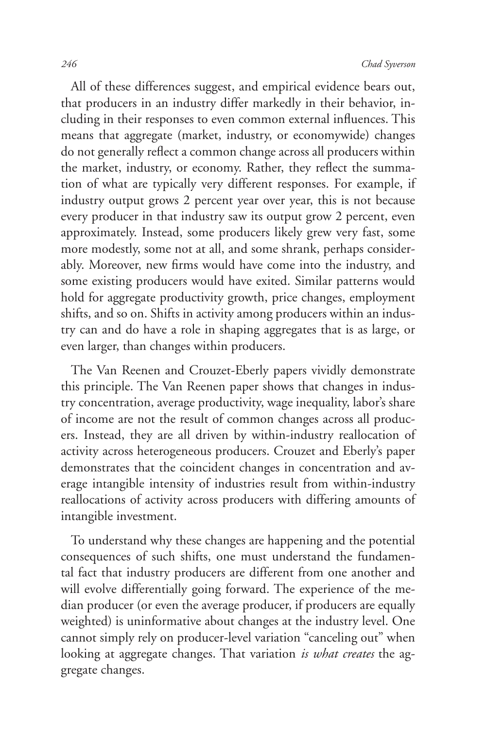All of these differences suggest, and empirical evidence bears out, that producers in an industry differ markedly in their behavior, including in their responses to even common external influences. This means that aggregate (market, industry, or economywide) changes do not generally reflect a common change across all producers within the market, industry, or economy. Rather, they reflect the summation of what are typically very different responses. For example, if industry output grows 2 percent year over year, this is not because every producer in that industry saw its output grow 2 percent, even approximately. Instead, some producers likely grew very fast, some more modestly, some not at all, and some shrank, perhaps considerably. Moreover, new firms would have come into the industry, and some existing producers would have exited. Similar patterns would hold for aggregate productivity growth, price changes, employment shifts, and so on. Shifts in activity among producers within an industry can and do have a role in shaping aggregates that is as large, or even larger, than changes within producers.

The Van Reenen and Crouzet-Eberly papers vividly demonstrate this principle. The Van Reenen paper shows that changes in industry concentration, average productivity, wage inequality, labor's share of income are not the result of common changes across all producers. Instead, they are all driven by within-industry reallocation of activity across heterogeneous producers. Crouzet and Eberly's paper demonstrates that the coincident changes in concentration and average intangible intensity of industries result from within-industry reallocations of activity across producers with differing amounts of intangible investment.

To understand why these changes are happening and the potential consequences of such shifts, one must understand the fundamental fact that industry producers are different from one another and will evolve differentially going forward. The experience of the median producer (or even the average producer, if producers are equally weighted) is uninformative about changes at the industry level. One cannot simply rely on producer-level variation "canceling out" when looking at aggregate changes. That variation *is what creates* the aggregate changes.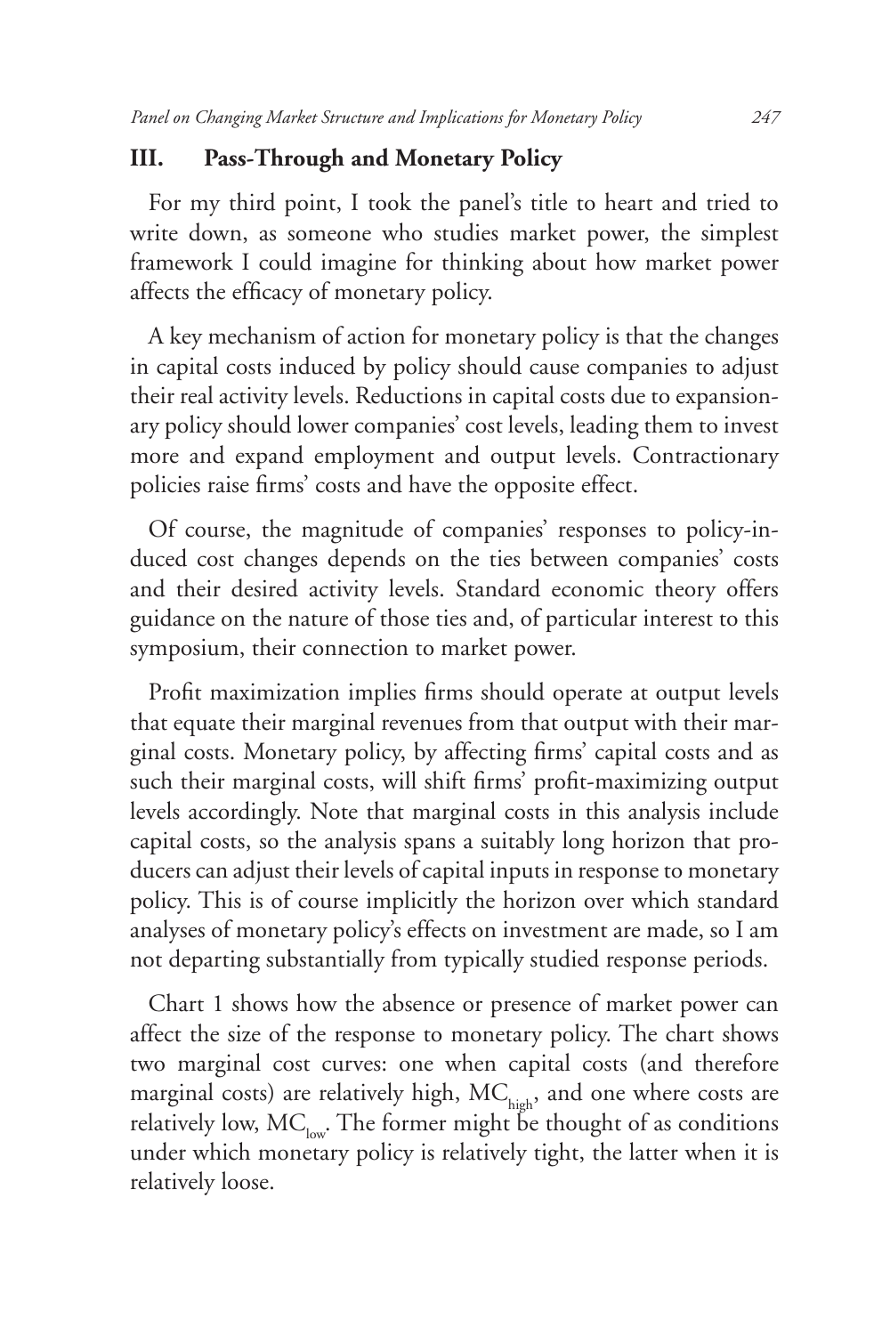## III. Pass-Through and Monetary Policy

For my third point, I took the panel's title to heart and tried to write down, as someone who studies market power, the simplest framework I could imagine for thinking about how market power affects the efficacy of monetary policy.

A key mechanism of action for monetary policy is that the changes in capital costs induced by policy should cause companies to adjust their real activity levels. Reductions in capital costs due to expansionary policy should lower companies' cost levels, leading them to invest more and expand employment and output levels. Contractionary policies raise firms' costs and have the opposite effect.

Of course, the magnitude of companies' responses to policy-induced cost changes depends on the ties between companies' costs and their desired activity levels. Standard economic theory offers guidance on the nature of those ties and, of particular interest to this symposium, their connection to market power.

Profit maximization implies firms should operate at output levels that equate their marginal revenues from that output with their marginal costs. Monetary policy, by affecting firms' capital costs and as such their marginal costs, will shift firms' profit-maximizing output levels accordingly. Note that marginal costs in this analysis include capital costs, so the analysis spans a suitably long horizon that producers can adjust their levels of capital inputs in response to monetary policy. This is of course implicitly the horizon over which standard analyses of monetary policy's effects on investment are made, so I am not departing substantially from typically studied response periods.

Chart 1 shows how the absence or presence of market power can affect the size of the response to monetary policy. The chart shows two marginal cost curves: one when capital costs (and therefore marginal costs) are relatively high, $MC_{high}$, and one where costs are relatively low, $MC_{low}$. The former might be thought of as conditions under which monetary policy is relatively tight, the latter when it is relatively loose.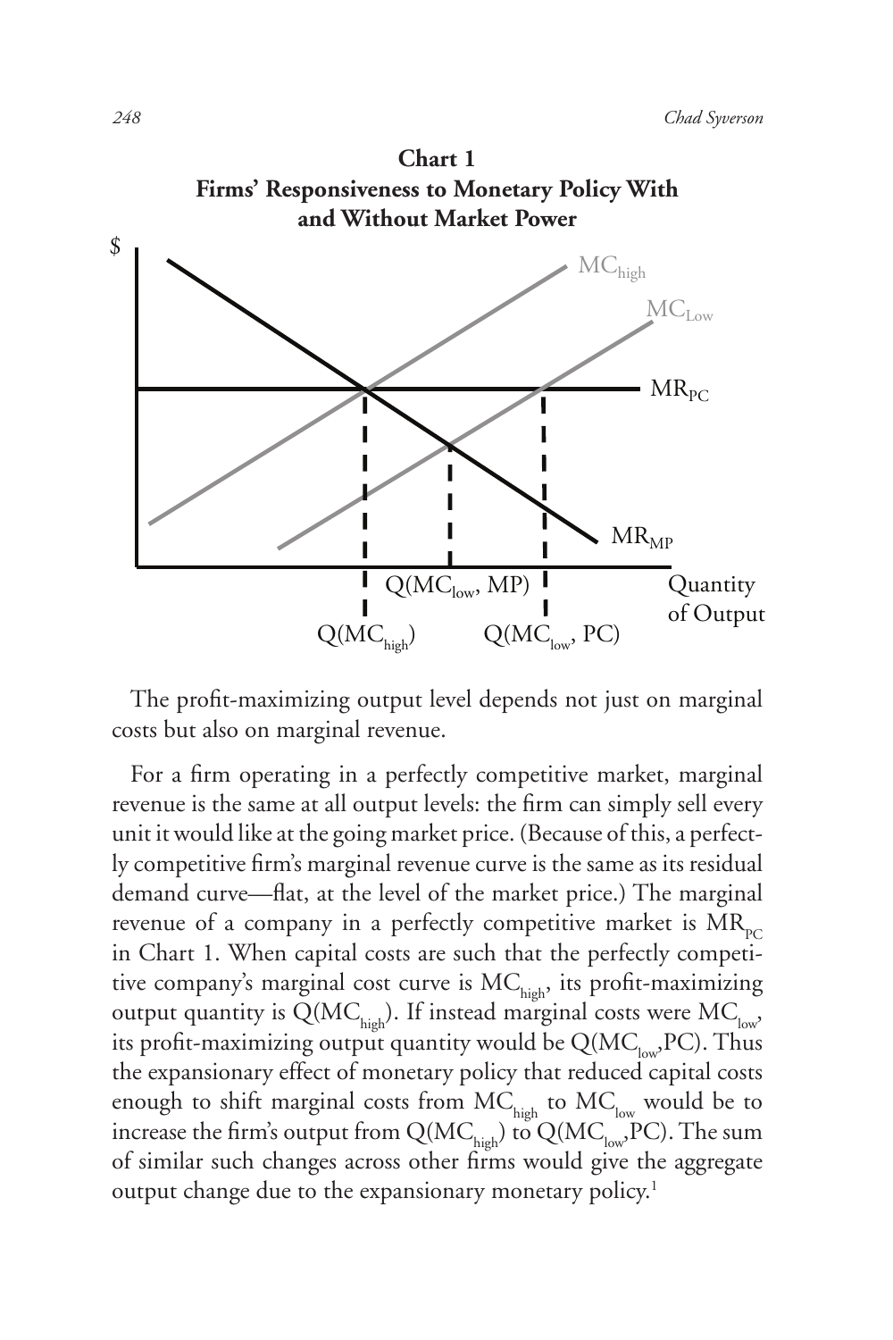**Chart 1**
**Firms' Responsiveness to Monetary Policy With and Without Market Power**

The profit-maximizing output level depends not just on marginal costs but also on marginal revenue.

For a firm operating in a perfectly competitive market, marginal revenue is the same at all output levels: the firm can simply sell every unit it would like at the going market price. (Because of this, a perfectly competitive firm's marginal revenue curve is the same as its residual demand curve—flat, at the level of the market price.) The marginal revenue of a company in a perfectly competitive market is $MR_{PC}$ in Chart 1. When capital costs are such that the perfectly competitive company's marginal cost curve is $MC_{high}$, its profit-maximizing output quantity is $Q(MC_{high})$. If instead marginal costs were $MC_{low}$, its profit-maximizing output quantity would be $Q(MC_{low},PC)$. Thus the expansionary effect of monetary policy that reduced capital costs enough to shift marginal costs from $MC_{high}$ to $MC_{low}$ would be to increase the firm's output from $Q(MC_{high})$ to $Q(MC_{low},PC)$. The sum of similar such changes across other firms would give the aggregate output change due to the expansionary monetary policy.[1]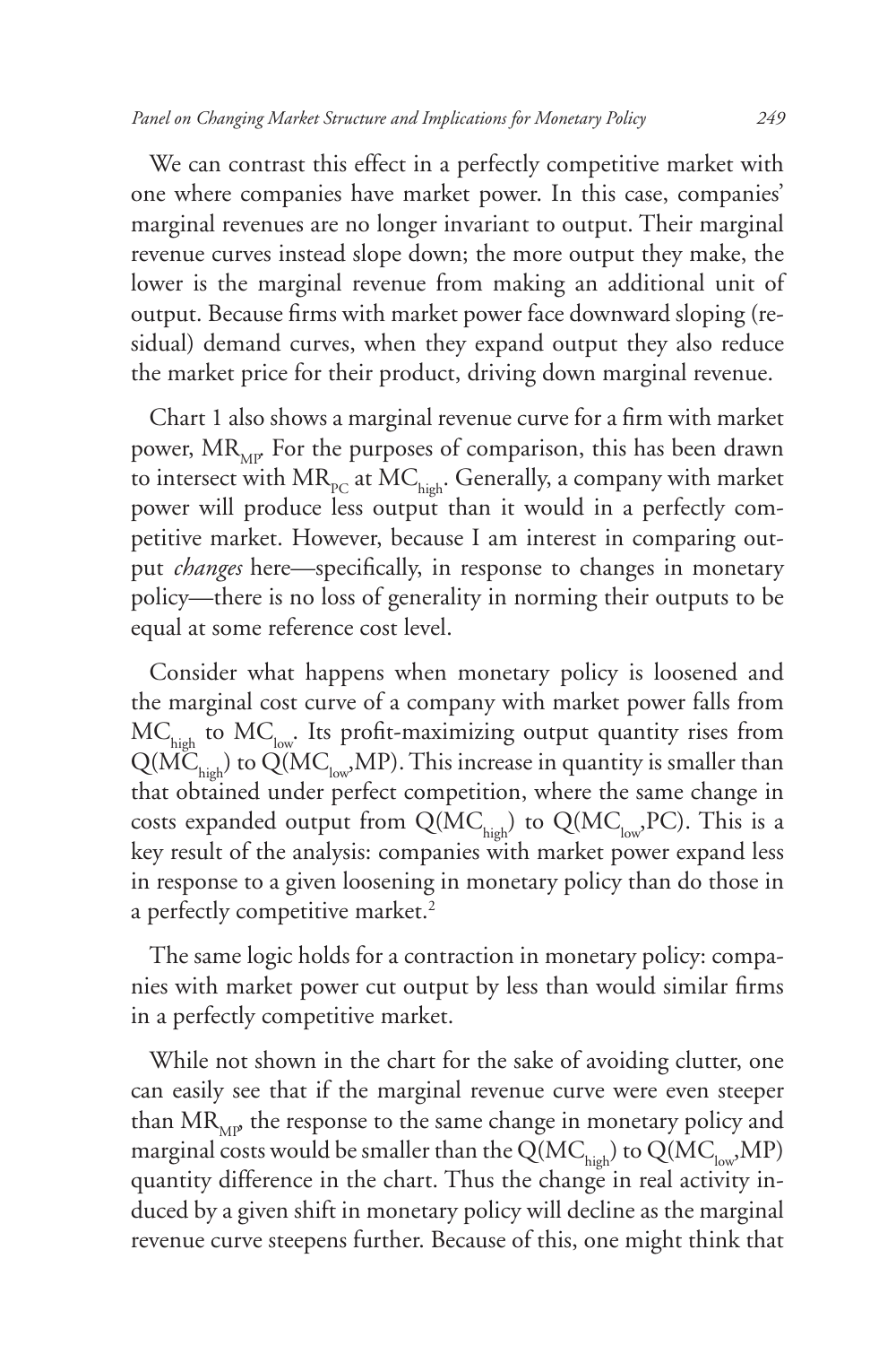We can contrast this effect in a perfectly competitive market with one where companies have market power. In this case, companies' marginal revenues are no longer invariant to output. Their marginal revenue curves instead slope down; the more output they make, the lower is the marginal revenue from making an additional unit of output. Because firms with market power face downward sloping (residual) demand curves, when they expand output they also reduce the market price for their product, driving down marginal revenue.

Chart 1 also shows a marginal revenue curve for a firm with market power, $MR_{MP}$. For the purposes of comparison, this has been drawn to intersect with $MR_{PC}$ at $MC_{high}$. Generally, a company with market power will produce less output than it would in a perfectly competitive market. However, because I am interest in comparing output *changes* here—specifically, in response to changes in monetary policy—there is no loss of generality in norming their outputs to be equal at some reference cost level.

Consider what happens when monetary policy is loosened and the marginal cost curve of a company with market power falls from $MC_{high}$ to $MC_{low}$. Its profit-maximizing output quantity rises from $Q(MC_{high})$ to $Q(MC_{low},MP)$. This increase in quantity is smaller than that obtained under perfect competition, where the same change in costs expanded output from $Q(MC_{high})$ to $Q(MC_{low},PC)$. This is a key result of the analysis: companies with market power expand less in response to a given loosening in monetary policy than do those in a perfectly competitive market.[2]

The same logic holds for a contraction in monetary policy: companies with market power cut output by less than would similar firms in a perfectly competitive market.

While not shown in the chart for the sake of avoiding clutter, one can easily see that if the marginal revenue curve were even steeper than $MR_{MP}$, the response to the same change in monetary policy and marginal costs would be smaller than the $Q(MC_{high})$ to $Q(MC_{low},MP)$ quantity difference in the chart. Thus the change in real activity induced by a given shift in monetary policy will decline as the marginal revenue curve steepens further. Because of this, one might think that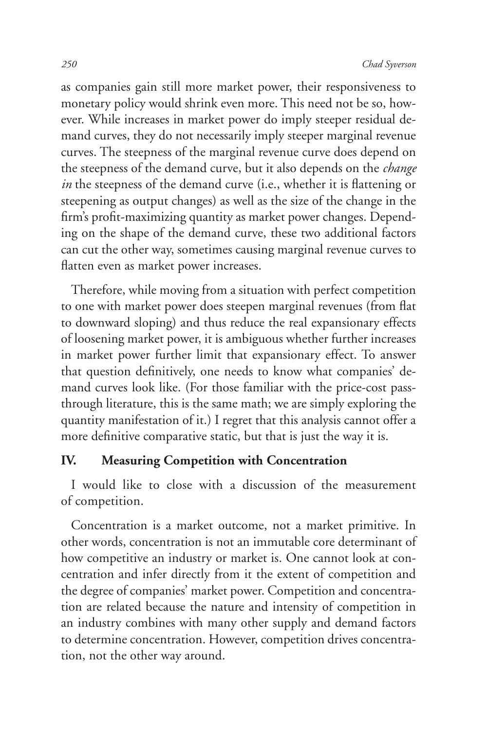as companies gain still more market power, their responsiveness to monetary policy would shrink even more. This need not be so, however. While increases in market power do imply steeper residual demand curves, they do not necessarily imply steeper marginal revenue curves. The steepness of the marginal revenue curve does depend on the steepness of the demand curve, but it also depends on the *change in* the steepness of the demand curve (i.e., whether it is flattening or steepening as output changes) as well as the size of the change in the firm's profit-maximizing quantity as market power changes. Depending on the shape of the demand curve, these two additional factors can cut the other way, sometimes causing marginal revenue curves to flatten even as market power increases.

Therefore, while moving from a situation with perfect competition to one with market power does steepen marginal revenues (from flat to downward sloping) and thus reduce the real expansionary effects of loosening market power, it is ambiguous whether further increases in market power further limit that expansionary effect. To answer that question definitively, one needs to know what companies' demand curves look like. (For those familiar with the price-cost pass-through literature, this is the same math; we are simply exploring the quantity manifestation of it.) I regret that this analysis cannot offer a more definitive comparative static, but that is just the way it is.

## IV. Measuring Competition with Concentration

I would like to close with a discussion of the measurement of competition.

Concentration is a market outcome, not a market primitive. In other words, concentration is not an immutable core determinant of how competitive an industry or market is. One cannot look at concentration and infer directly from it the extent of competition and the degree of companies' market power. Competition and concentration are related because the nature and intensity of competition in an industry combines with many other supply and demand factors to determine concentration. However, competition drives concentration, not the other way around.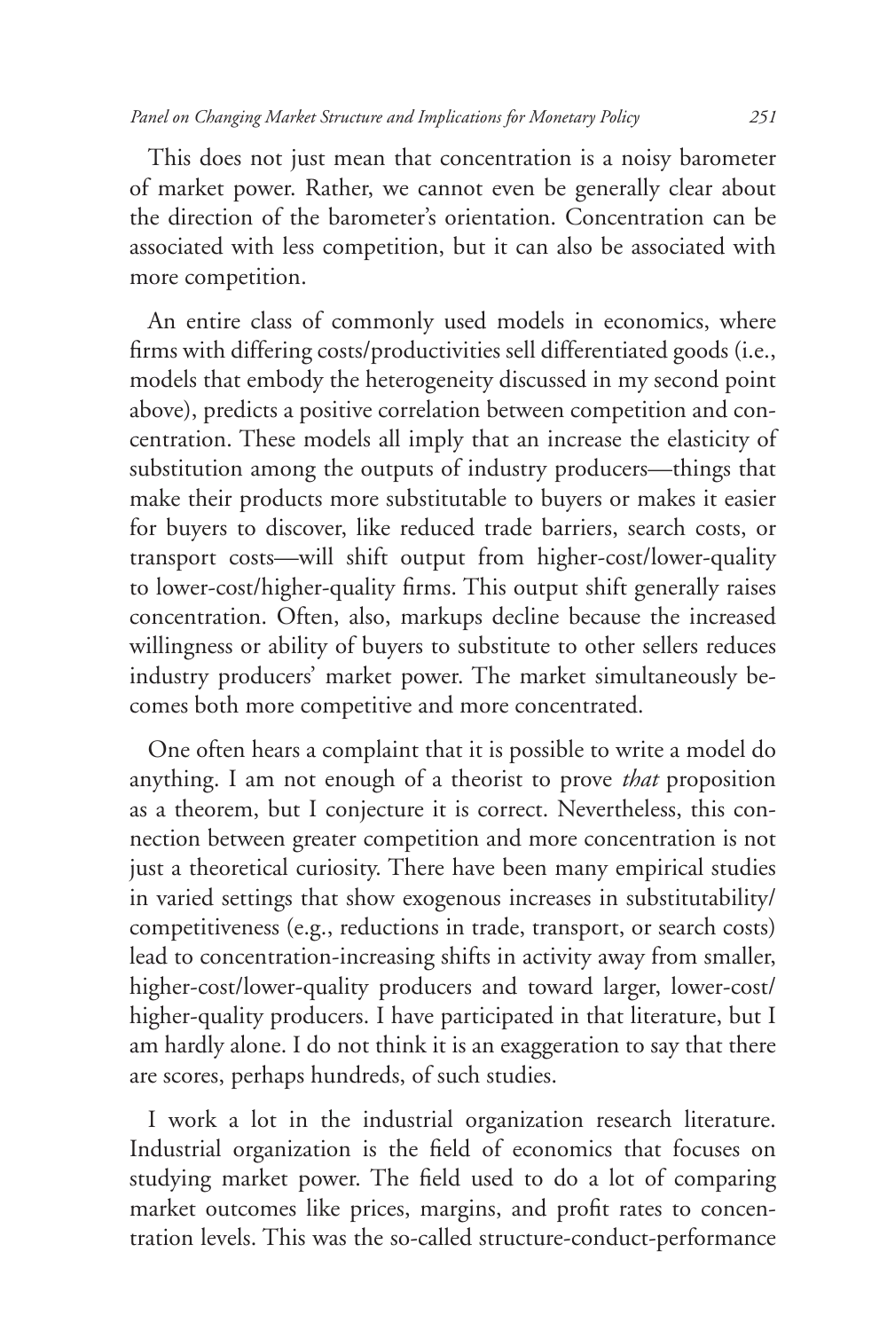This does not just mean that concentration is a noisy barometer of market power. Rather, we cannot even be generally clear about the direction of the barometer's orientation. Concentration can be associated with less competition, but it can also be associated with more competition.

An entire class of commonly used models in economics, where firms with differing costs/productivities sell differentiated goods (i.e., models that embody the heterogeneity discussed in my second point above), predicts a positive correlation between competition and concentration. These models all imply that an increase the elasticity of substitution among the outputs of industry producers—things that make their products more substitutable to buyers or makes it easier for buyers to discover, like reduced trade barriers, search costs, or transport costs—will shift output from higher-cost/lower-quality to lower-cost/higher-quality firms. This output shift generally raises concentration. Often, also, markups decline because the increased willingness or ability of buyers to substitute to other sellers reduces industry producers' market power. The market simultaneously becomes both more competitive and more concentrated.

One often hears a complaint that it is possible to write a model do anything. I am not enough of a theorist to prove *that* proposition as a theorem, but I conjecture it is correct. Nevertheless, this connection between greater competition and more concentration is not just a theoretical curiosity. There have been many empirical studies in varied settings that show exogenous increases in substitutability/competitiveness (e.g., reductions in trade, transport, or search costs) lead to concentration-increasing shifts in activity away from smaller, higher-cost/lower-quality producers and toward larger, lower-cost/higher-quality producers. I have participated in that literature, but I am hardly alone. I do not think it is an exaggeration to say that there are scores, perhaps hundreds, of such studies.

I work a lot in the industrial organization research literature. Industrial organization is the field of economics that focuses on studying market power. The field used to do a lot of comparing market outcomes like prices, margins, and profit rates to concentration levels. This was the so-called structure-conduct-performance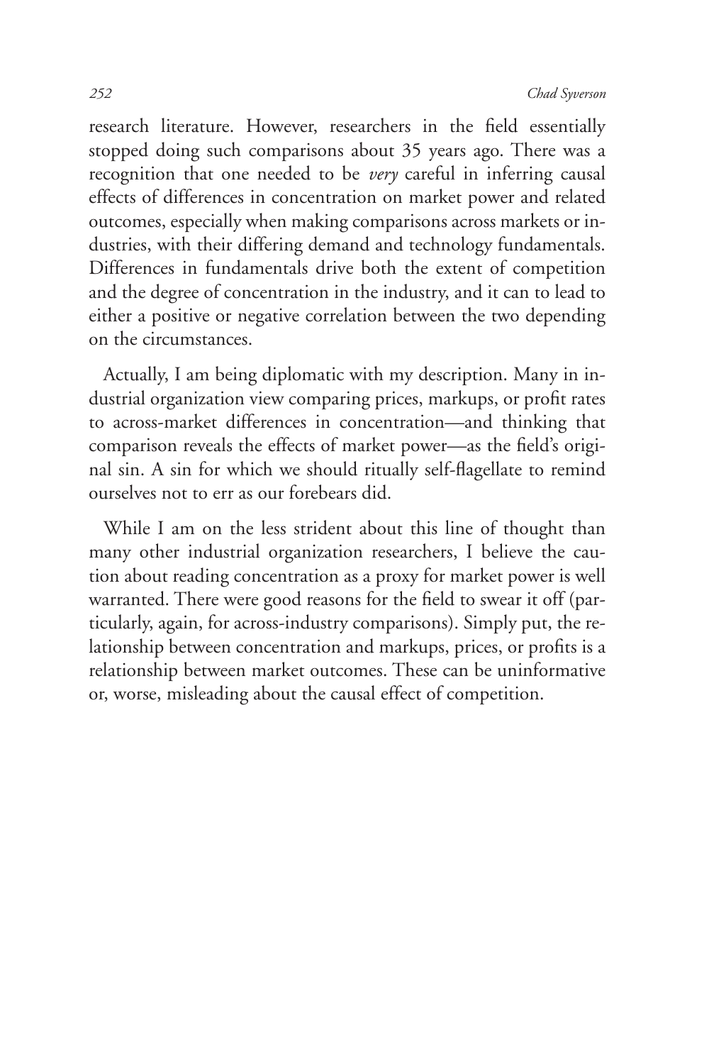research literature. However, researchers in the field essentially stopped doing such comparisons about 35 years ago. There was a recognition that one needed to be *very* careful in inferring causal effects of differences in concentration on market power and related outcomes, especially when making comparisons across markets or industries, with their differing demand and technology fundamentals. Differences in fundamentals drive both the extent of competition and the degree of concentration in the industry, and it can to lead to either a positive or negative correlation between the two depending on the circumstances.

Actually, I am being diplomatic with my description. Many in industrial organization view comparing prices, markups, or profit rates to across-market differences in concentration—and thinking that comparison reveals the effects of market power—as the field's original sin. A sin for which we should ritually self-flagellate to remind ourselves not to err as our forebears did.

While I am on the less strident about this line of thought than many other industrial organization researchers, I believe the caution about reading concentration as a proxy for market power is well warranted. There were good reasons for the field to swear it off (particularly, again, for across-industry comparisons). Simply put, the relationship between concentration and markups, prices, or profits is a relationship between market outcomes. These can be uninformative or, worse, misleading about the causal effect of competition.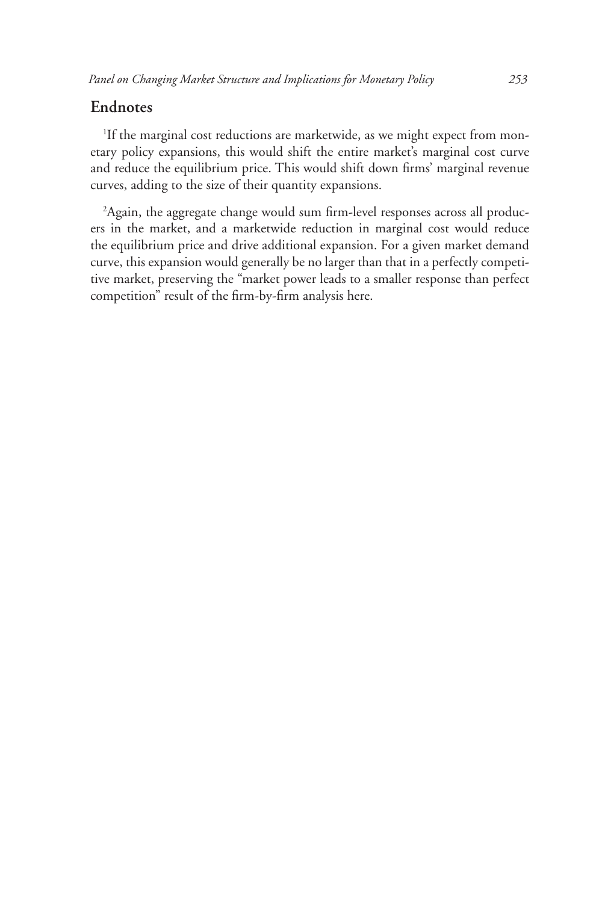## Endnotes

[1]If the marginal cost reductions are marketwide, as we might expect from monetary policy expansions, this would shift the entire market's marginal cost curve and reduce the equilibrium price. This would shift down firms' marginal revenue curves, adding to the size of their quantity expansions.

[2]Again, the aggregate change would sum firm-level responses across all producers in the market, and a marketwide reduction in marginal cost would reduce the equilibrium price and drive additional expansion. For a given market demand curve, this expansion would generally be no larger than that in a perfectly competitive market, preserving the "market power leads to a smaller response than perfect competition" result of the firm-by-firm analysis here.